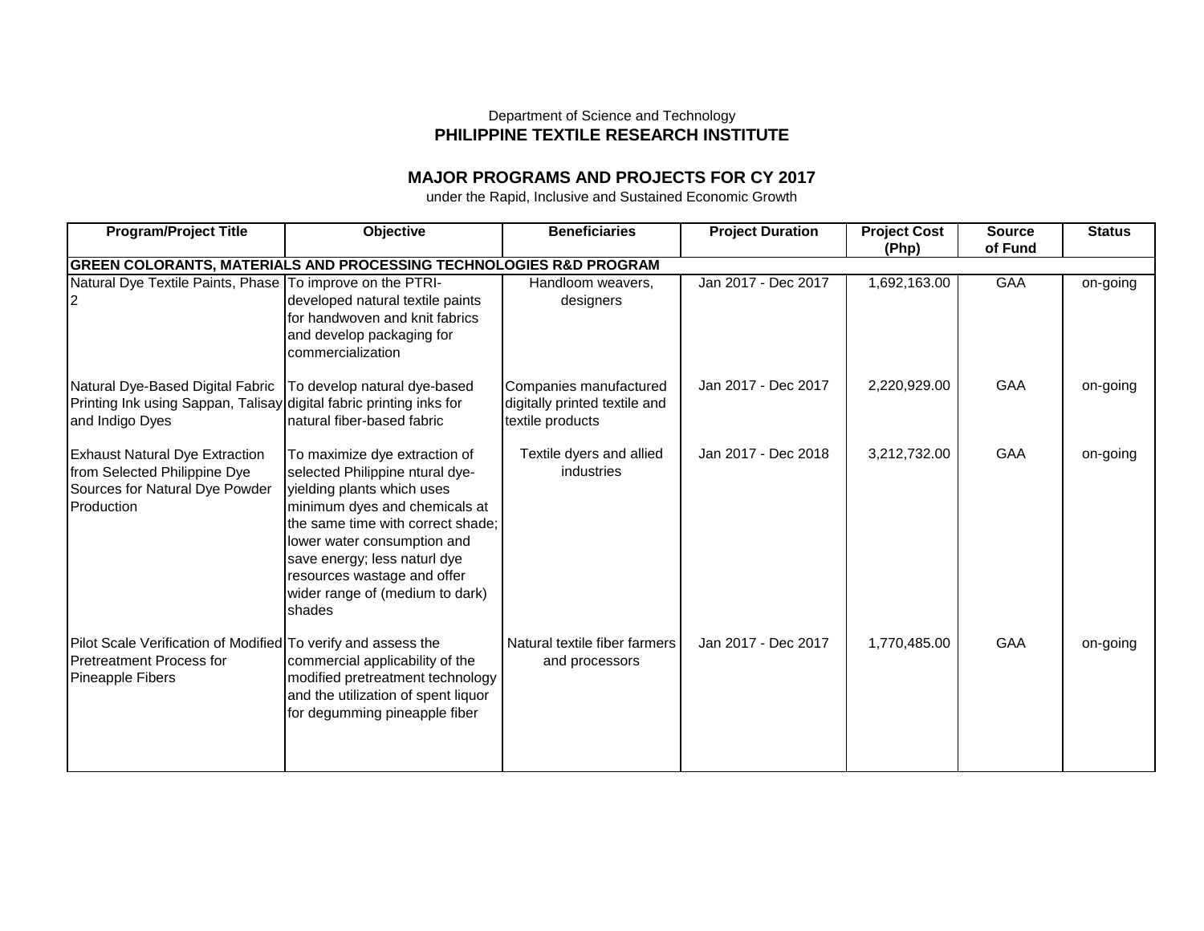Department of Science and Technology

**PHILIPPINE TEXTILE RESEARCH INSTITUTE**

## MAJOR PROGRAMS AND PROJECTS FOR CY 2017

under the Rapid, Inclusive and Sustained Economic Growth

| Program/Project Title | Objective | Beneficiaries | Project Duration | Project Cost (Php) | Source of Fund | Status |
|---|---|---|---|---|---|---|
| **GREEN COLORANTS, MATERIALS AND PROCESSING TECHNOLOGIES R&D PROGRAM** | | | | | | |
| Natural Dye Textile Paints, Phase 2 | To improve on the PTRI-developed natural textile paints for handwoven and knit fabrics and develop packaging for commercialization | Handloom weavers, designers | Jan 2017 - Dec 2017 | 1,692,163.00 | GAA | on-going |
| Natural Dye-Based Digital Fabric Printing Ink using Sappan, Talisay and Indigo Dyes | To develop natural dye-based digital fabric printing inks for natural fiber-based fabric | Companies manufactured digitally printed textile and textile products | Jan 2017 - Dec 2017 | 2,220,929.00 | GAA | on-going |
| Exhaust Natural Dye Extraction from Selected Philippine Dye Sources for Natural Dye Powder Production | To maximize dye extraction of selected Philippine ntural dye-yielding plants which uses minimum dyes and chemicals at the same time with correct shade; lower water consumption and save energy; less naturl dye resources wastage and offer wider range of (medium to dark) shades | Textile dyers and allied industries | Jan 2017 - Dec 2018 | 3,212,732.00 | GAA | on-going |
| Pilot Scale Verification of Modified Pretreatment Process for Pineapple Fibers | To verify and assess the commercial applicability of the modified pretreatment technology and the utilization of spent liquor for degumming pineapple fiber | Natural textile fiber farmers and processors | Jan 2017 - Dec 2017 | 1,770,485.00 | GAA | on-going |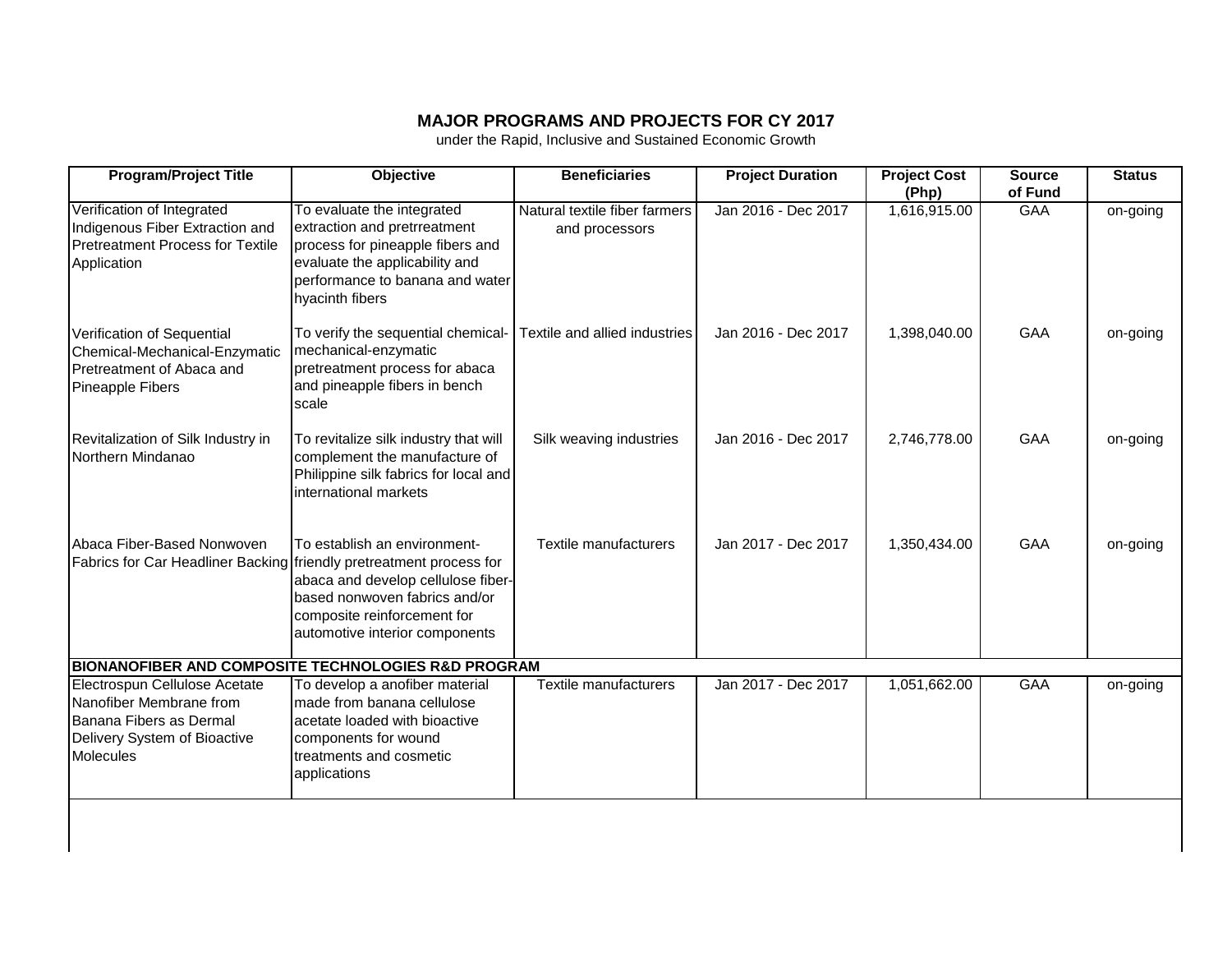# MAJOR PROGRAMS AND PROJECTS FOR CY 2017

under the Rapid, Inclusive and Sustained Economic Growth

| Program/Project Title | Objective | Beneficiaries | Project Duration | Project Cost (Php) | Source of Fund | Status |
|---|---|---|---|---|---|---|
| Verification of Integrated Indigenous Fiber Extraction and Pretreatment Process for Textile Application | To evaluate the integrated extraction and pretrreatment process for pineapple fibers and evaluate the applicability and performance to banana and water hyacinth fibers | Natural textile fiber farmers and processors | Jan 2016 - Dec 2017 | 1,616,915.00 | GAA | on-going |
| Verification of Sequential Chemical-Mechanical-Enzymatic Pretreatment of Abaca and Pineapple Fibers | To verify the sequential chemical-mechanical-enzymatic pretreatment process for abaca and pineapple fibers in bench scale | Textile and allied industries | Jan 2016 - Dec 2017 | 1,398,040.00 | GAA | on-going |
| Revitalization of Silk Industry in Northern Mindanao | To revitalize silk industry that will complement the manufacture of Philippine silk fabrics for local and international markets | Silk weaving industries | Jan 2016 - Dec 2017 | 2,746,778.00 | GAA | on-going |
| Abaca Fiber-Based Nonwoven Fabrics for Car Headliner Backing | To establish an environment-friendly pretreatment process for abaca and develop cellulose fiber-based nonwoven fabrics and/or composite reinforcement for automotive interior components | Textile manufacturers | Jan 2017 - Dec 2017 | 1,350,434.00 | GAA | on-going |
| **BIONANOFIBER AND COMPOSITE TECHNOLOGIES R&D PROGRAM** | | | | | | |
| Electrospun Cellulose Acetate Nanofiber Membrane from Banana Fibers as Dermal Delivery System of Bioactive Molecules | To develop a anofiber material made from banana cellulose acetate loaded with bioactive components for wound treatments and cosmetic applications | Textile manufacturers | Jan 2017 - Dec 2017 | 1,051,662.00 | GAA | on-going |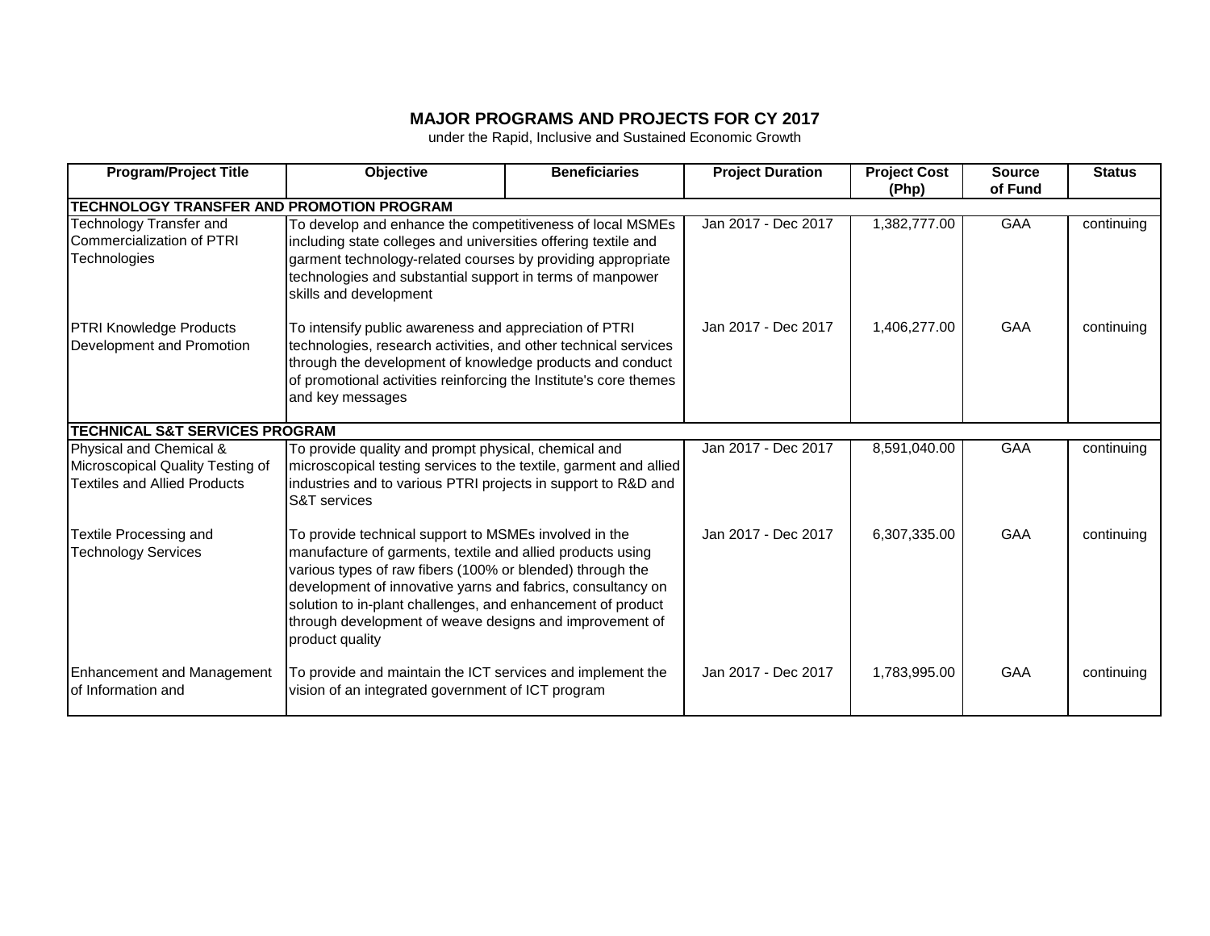**MAJOR PROGRAMS AND PROJECTS FOR CY 2017**

under the Rapid, Inclusive and Sustained Economic Growth

| Program/Project Title | Objective | Beneficiaries | Project Duration | Project Cost (Php) | Source of Fund | Status |
|---|---|---|---|---|---|---|
| **TECHNOLOGY TRANSFER AND PROMOTION PROGRAM** | | | | | | |
| Technology Transfer and Commercialization of PTRI Technologies | To develop and enhance the competitiveness of local MSMEs including state colleges and universities offering textile and garment technology-related courses by providing appropriate technologies and substantial support in terms of manpower skills and development | | Jan 2017 - Dec 2017 | 1,382,777.00 | GAA | continuing |
| PTRI Knowledge Products Development and Promotion | To intensify public awareness and appreciation of PTRI technologies, research activities, and other technical services through the development of knowledge products and conduct of promotional activities reinforcing the Institute's core themes and key messages | | Jan 2017 - Dec 2017 | 1,406,277.00 | GAA | continuing |
| **TECHNICAL S&T SERVICES PROGRAM** | | | | | | |
| Physical and Chemical & Microscopical Quality Testing of Textiles and Allied Products | To provide quality and prompt physical, chemical and microscopical testing services to the textile, garment and allied industries and to various PTRI projects in support to R&D and S&T services | | Jan 2017 - Dec 2017 | 8,591,040.00 | GAA | continuing |
| Textile Processing and Technology Services | To provide technical support to MSMEs involved in the manufacture of garments, textile and allied products using various types of raw fibers (100% or blended) through the development of innovative yarns and fabrics, consultancy on solution to in-plant challenges, and enhancement of product through development of weave designs and improvement of product quality | | Jan 2017 - Dec 2017 | 6,307,335.00 | GAA | continuing |
| Enhancement and Management of Information and | To provide and maintain the ICT services and implement the vision of an integrated government of ICT program | | Jan 2017 - Dec 2017 | 1,783,995.00 | GAA | continuing |